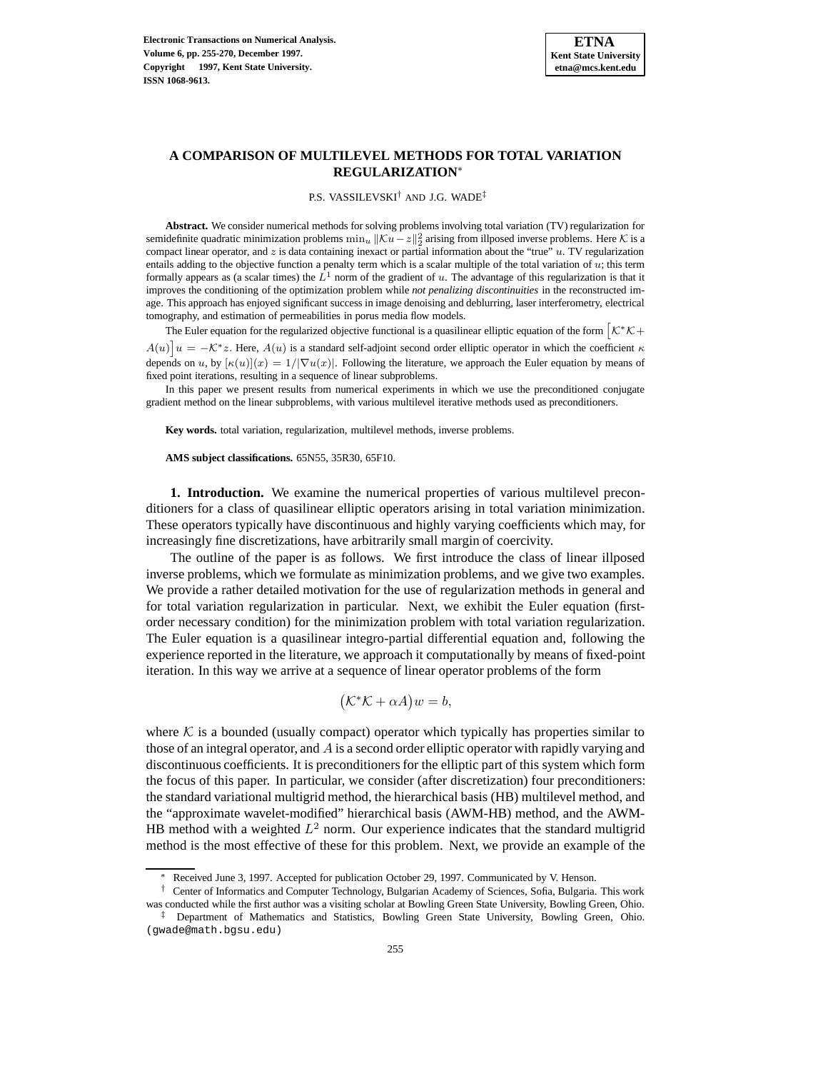# A COMPARISON OF MULTILEVEL METHODS FOR TOTAL VARIATION REGULARIZATION*

P.S. VASSILEVSKI[†] AND J.G. WADE[‡]

**Abstract.** We consider numerical methods for solving problems involving total variation (TV) regularization for semidefinite quadratic minimization problems $\min_u \|\mathcal{K}u - z\|_2^2$ arising from illposed inverse problems. Here $\mathcal{K}$ is a compact linear operator, and $z$ is data containing inexact or partial information about the "true" $u$. TV regularization entails adding to the objective function a penalty term which is a scalar multiple of the total variation of $u$; this term formally appears as (a scalar times) the $L^1$ norm of the gradient of $u$. The advantage of this regularization is that it improves the conditioning of the optimization problem while *not penalizing discontinuities* in the reconstructed image. This approach has enjoyed significant success in image denoising and deblurring, laser interferometry, electrical tomography, and estimation of permeabilities in porus media flow models.

The Euler equation for the regularized objective functional is a quasilinear elliptic equation of the form $\left[\mathcal{K}^*\mathcal{K} + A(u)\right]u = -\mathcal{K}^*z$. Here, $A(u)$ is a standard self-adjoint second order elliptic operator in which the coefficient $\kappa$ depends on $u$, by $[\kappa(u)](x) = 1/|\nabla u(x)|$. Following the literature, we approach the Euler equation by means of fixed point iterations, resulting in a sequence of linear subproblems.

In this paper we present results from numerical experiments in which we use the preconditioned conjugate gradient method on the linear subproblems, with various multilevel iterative methods used as preconditioners.

**Key words.** total variation, regularization, multilevel methods, inverse problems.

**AMS subject classifications.** 65N55, 35R30, 65F10.

## 1. Introduction.

We examine the numerical properties of various multilevel preconditioners for a class of quasilinear elliptic operators arising in total variation minimization. These operators typically have discontinuous and highly varying coefficients which may, for increasingly fine discretizations, have arbitrarily small margin of coercivity.

The outline of the paper is as follows. We first introduce the class of linear illposed inverse problems, which we formulate as minimization problems, and we give two examples. We provide a rather detailed motivation for the use of regularization methods in general and for total variation regularization in particular. Next, we exhibit the Euler equation (first-order necessary condition) for the minimization problem with total variation regularization. The Euler equation is a quasilinear integro-partial differential equation and, following the experience reported in the literature, we approach it computationally by means of fixed-point iteration. In this way we arrive at a sequence of linear operator problems of the form

$$\left(\mathcal{K}^*\mathcal{K} + \alpha A\right)w = b,$$

where $\mathcal{K}$ is a bounded (usually compact) operator which typically has properties similar to those of an integral operator, and $A$ is a second order elliptic operator with rapidly varying and discontinuous coefficients. It is preconditioners for the elliptic part of this system which form the focus of this paper. In particular, we consider (after discretization) four preconditioners: the standard variational multigrid method, the hierarchical basis (HB) multilevel method, and the "approximate wavelet-modified" hierarchical basis (AWM-HB) method, and the AWM-HB method with a weighted $L^2$ norm. Our experience indicates that the standard multigrid method is the most effective of these for this problem. Next, we provide an example of the

---

* Received June 3, 1997. Accepted for publication October 29, 1997. Communicated by V. Henson.

[†] Center of Informatics and Computer Technology, Bulgarian Academy of Sciences, Sofia, Bulgaria. This work was conducted while the first author was a visiting scholar at Bowling Green State University, Bowling Green, Ohio.

[‡] Department of Mathematics and Statistics, Bowling Green State University, Bowling Green, Ohio. (gwade@math.bgsu.edu)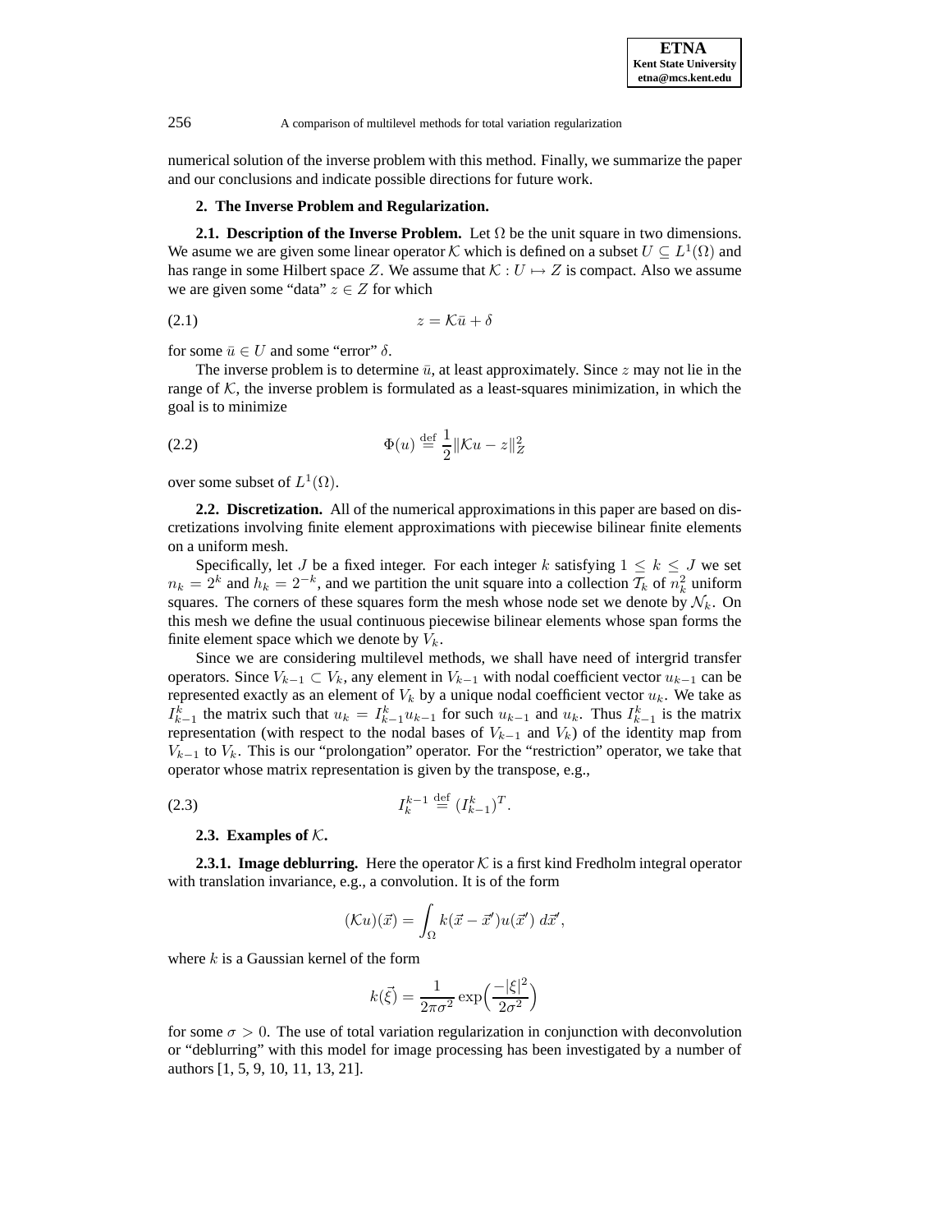numerical solution of the inverse problem with this method. Finally, we summarize the paper and our conclusions and indicate possible directions for future work.

## 2. The Inverse Problem and Regularization.

**2.1. Description of the Inverse Problem.** Let $\Omega$ be the unit square in two dimensions. We asume we are given some linear operator $\mathcal{K}$ which is defined on a subset $U \subseteq L^1(\Omega)$ and has range in some Hilbert space $Z$. We assume that $\mathcal{K} : U \mapsto Z$ is compact. Also we assume we are given some "data" $z \in Z$ for which

$$z = \mathcal{K}\bar{u} + \delta \tag{2.1}$$

for some $\bar{u} \in U$ and some "error" $\delta$.

The inverse problem is to determine $\bar{u}$, at least approximately. Since $z$ may not lie in the range of $\mathcal{K}$, the inverse problem is formulated as a least-squares minimization, in which the goal is to minimize

$$\Phi(u) \stackrel{\text{def}}{=} \frac{1}{2}\|\mathcal{K}u - z\|_Z^2 \tag{2.2}$$

over some subset of $L^1(\Omega)$.

**2.2. Discretization.** All of the numerical approximations in this paper are based on discretizations involving finite element approximations with piecewise bilinear finite elements on a uniform mesh.

Specifically, let $J$ be a fixed integer. For each integer $k$ satisfying $1 \leq k \leq J$ we set $n_k = 2^k$ and $h_k = 2^{-k}$, and we partition the unit square into a collection $\mathcal{T}_k$ of $n_k^2$ uniform squares. The corners of these squares form the mesh whose node set we denote by $\mathcal{N}_k$. On this mesh we define the usual continuous piecewise bilinear elements whose span forms the finite element space which we denote by $V_k$.

Since we are considering multilevel methods, we shall have need of intergrid transfer operators. Since $V_{k-1} \subset V_k$, any element in $V_{k-1}$ with nodal coefficient vector $u_{k-1}$ can be represented exactly as an element of $V_k$ by a unique nodal coefficient vector $u_k$. We take as $I_{k-1}^k$ the matrix such that $u_k = I_{k-1}^k u_{k-1}$ for such $u_{k-1}$ and $u_k$. Thus $I_{k-1}^k$ is the matrix representation (with respect to the nodal bases of $V_{k-1}$ and $V_k$) of the identity map from $V_{k-1}$ to $V_k$. This is our "prolongation" operator. For the "restriction" operator, we take that operator whose matrix representation is given by the transpose, e.g.,

$$I_k^{k-1} \stackrel{\text{def}}{=} (I_{k-1}^k)^T. \tag{2.3}$$

**2.3. Examples of $\mathcal{K}$.**

**2.3.1. Image deblurring.** Here the operator $\mathcal{K}$ is a first kind Fredholm integral operator with translation invariance, e.g., a convolution. It is of the form

$$(\mathcal{K}u)(\vec{x}) = \int_\Omega k(\vec{x} - \vec{x}')u(\vec{x}')\, d\vec{x}',$$

where $k$ is a Gaussian kernel of the form

$$k(\vec{\xi}) = \frac{1}{2\pi\sigma^2}\exp\Big(\frac{-|\xi|^2}{2\sigma^2}\Big)$$

for some $\sigma > 0$. The use of total variation regularization in conjunction with deconvolution or "deblurring" with this model for image processing has been investigated by a number of authors [1, 5, 9, 10, 11, 13, 21].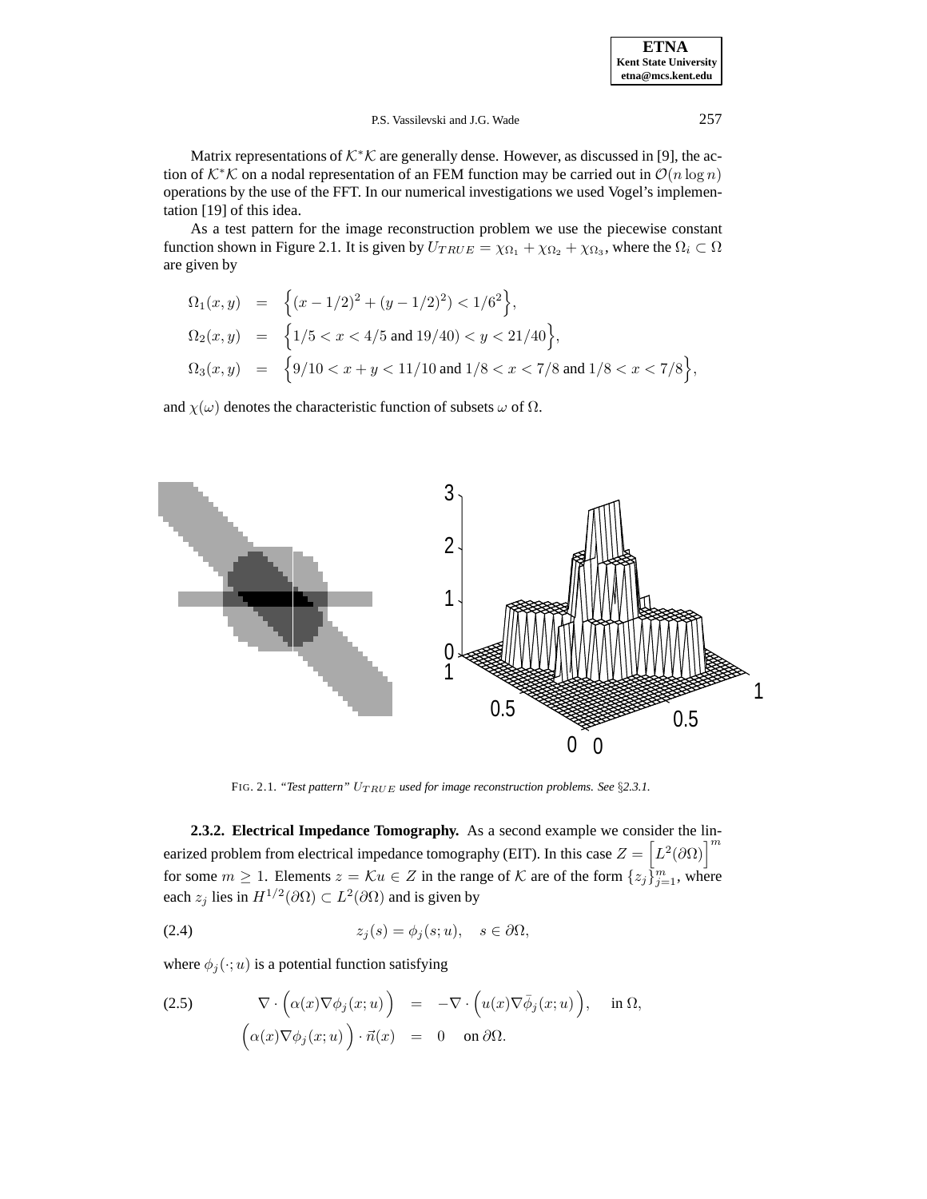Matrix representations of $\mathcal{K}^*\mathcal{K}$ are generally dense. However, as discussed in [9], the action of $\mathcal{K}^*\mathcal{K}$ on a nodal representation of an FEM function may be carried out in $\mathcal{O}(n \log n)$ operations by the use of the FFT. In our numerical investigations we used Vogel's implementation [19] of this idea.

As a test pattern for the image reconstruction problem we use the piecewise constant function shown in Figure 2.1. It is given by $U_{TRUE} = \chi_{\Omega_1} + \chi_{\Omega_2} + \chi_{\Omega_3}$, where the $\Omega_i \subset \Omega$ are given by

$$
\begin{aligned}
\Omega_1(x,y) &= \Big\{(x-1/2)^2 + (y-1/2)^2) < 1/6^2\Big\},\\
\Omega_2(x,y) &= \Big\{1/5 < x < 4/5 \text{ and } 19/40) < y < 21/40\Big\},\\
\Omega_3(x,y) &= \Big\{9/10 < x+y < 11/10 \text{ and } 1/8 < x < 7/8 \text{ and } 1/8 < x < 7/8\Big\},
\end{aligned}
$$

and $\chi(\omega)$ denotes the characteristic function of subsets $\omega$ of $\Omega$.

FIG. 2.1. *"Test pattern" $U_{TRUE}$ used for image reconstruction problems. See §2.3.1.*

**2.3.2. Electrical Impedance Tomography.** As a second example we consider the linearized problem from electrical impedance tomography (EIT). In this case $Z = \Big[L^2(\partial\Omega)\Big]^m$ for some $m \geq 1$. Elements $z = \mathcal{K}u \in Z$ in the range of $\mathcal{K}$ are of the form $\{z_j\}_{j=1}^m$, where each $z_j$ lies in $H^{1/2}(\partial\Omega) \subset L^2(\partial\Omega)$ and is given by

$$
z_j(s) = \phi_j(s;u), \quad s \in \partial\Omega, \tag{2.4}
$$

where $\phi_j(\cdot;u)$ is a potential function satisfying

$$
\begin{aligned}
\nabla \cdot \Big(\alpha(x)\nabla\phi_j(x;u)\Big) &= -\nabla \cdot \Big(u(x)\nabla\bar{\phi}_j(x;u)\Big), \quad \text{in } \Omega,\\
\Big(\alpha(x)\nabla\phi_j(x;u)\Big) \cdot \vec{n}(x) &= 0 \quad \text{on } \partial\Omega.
\end{aligned} \tag{2.5}
$$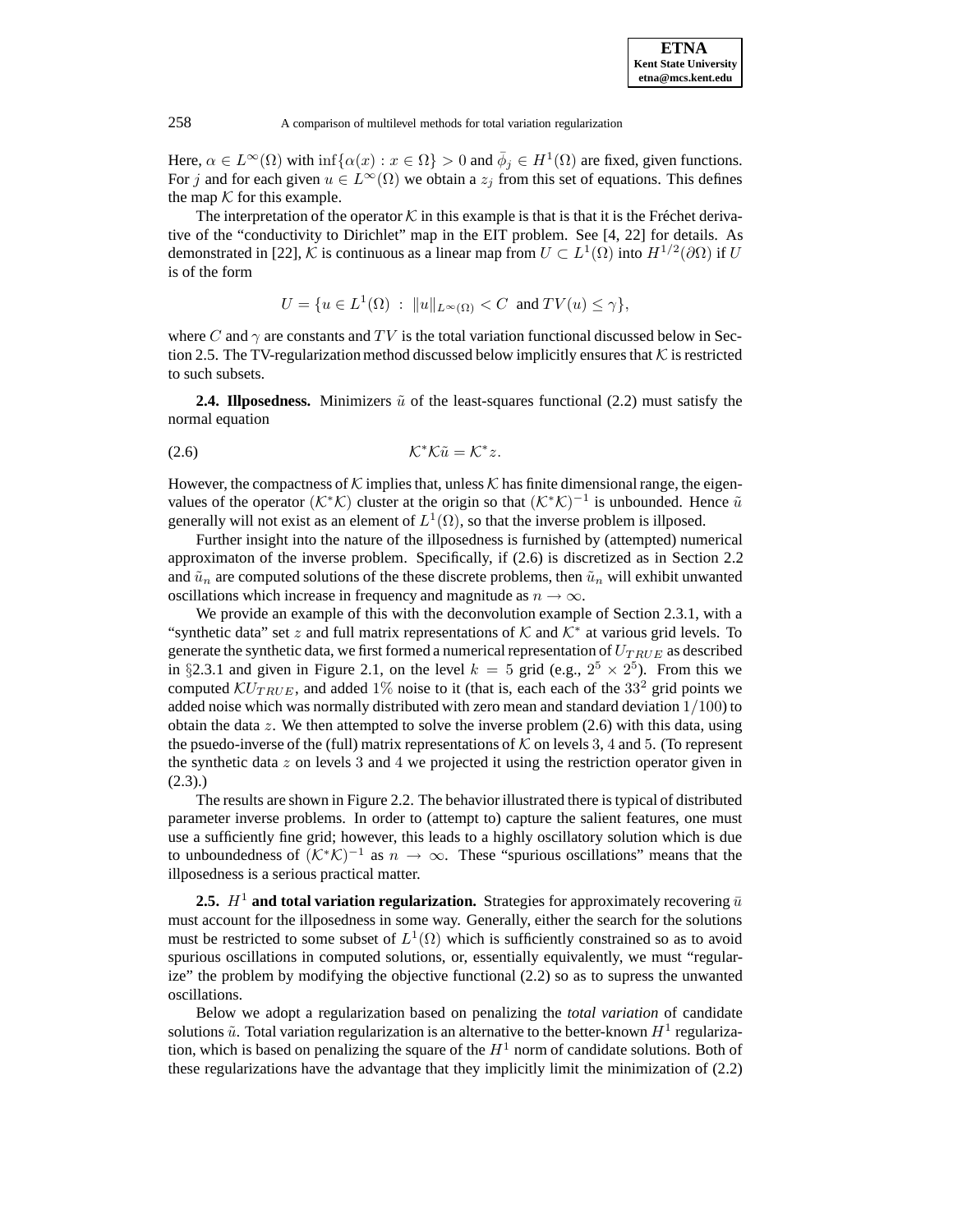Here, $\alpha \in L^\infty(\Omega)$ with $\inf\{\alpha(x) : x \in \Omega\} > 0$ and $\bar{\phi}_j \in H^1(\Omega)$ are fixed, given functions. For $j$ and for each given $u \in L^\infty(\Omega)$ we obtain a $z_j$ from this set of equations. This defines the map $\mathcal{K}$ for this example.

The interpretation of the operator $\mathcal{K}$ in this example is that is that it is the Fréchet derivative of the "conductivity to Dirichlet" map in the EIT problem. See [4, 22] for details. As demonstrated in [22], $\mathcal{K}$ is continuous as a linear map from $U \subset L^1(\Omega)$ into $H^{1/2}(\partial\Omega)$ if $U$ is of the form

$$U = \{u \in L^1(\Omega) \ : \ \|u\|_{L^\infty(\Omega)} < C \ \text{ and } TV(u) \leq \gamma\},$$

where $C$ and $\gamma$ are constants and $TV$ is the total variation functional discussed below in Section 2.5. The TV-regularization method discussed below implicitly ensures that $\mathcal{K}$ is restricted to such subsets.

**2.4. Illposedness.** Minimizers $\tilde{u}$ of the least-squares functional (2.2) must satisfy the normal equation

$$\mathcal{K}^*\mathcal{K}\tilde{u} = \mathcal{K}^* z. \tag{2.6}$$

However, the compactness of $\mathcal{K}$ implies that, unless $\mathcal{K}$ has finite dimensional range, the eigenvalues of the operator $(\mathcal{K}^*\mathcal{K})$ cluster at the origin so that $(\mathcal{K}^*\mathcal{K})^{-1}$ is unbounded. Hence $\tilde{u}$ generally will not exist as an element of $L^1(\Omega)$, so that the inverse problem is illposed.

Further insight into the nature of the illposedness is furnished by (attempted) numerical approximaton of the inverse problem. Specifically, if (2.6) is discretized as in Section 2.2 and $\tilde{u}_n$ are computed solutions of the these discrete problems, then $\tilde{u}_n$ will exhibit unwanted oscillations which increase in frequency and magnitude as $n \to \infty$.

We provide an example of this with the deconvolution example of Section 2.3.1, with a "synthetic data" set $z$ and full matrix representations of $\mathcal{K}$ and $\mathcal{K}^*$ at various grid levels. To generate the synthetic data, we first formed a numerical representation of $U_{TRUE}$ as described in §2.3.1 and given in Figure 2.1, on the level $k = 5$ grid (e.g., $2^5 \times 2^5$). From this we computed $\mathcal{K}U_{TRUE}$, and added $1\%$ noise to it (that is, each each of the $33^2$ grid points we added noise which was normally distributed with zero mean and standard deviation $1/100$) to obtain the data $z$. We then attempted to solve the inverse problem (2.6) with this data, using the psuedo-inverse of the (full) matrix representations of $\mathcal{K}$ on levels $3$, $4$ and $5$. (To represent the synthetic data $z$ on levels $3$ and $4$ we projected it using the restriction operator given in (2.3).)

The results are shown in Figure 2.2. The behavior illustrated there is typical of distributed parameter inverse problems. In order to (attempt to) capture the salient features, one must use a sufficiently fine grid; however, this leads to a highly oscillatory solution which is due to unboundedness of $(\mathcal{K}^*\mathcal{K})^{-1}$ as $n \to \infty$. These "spurious oscillations" means that the illposedness is a serious practical matter.

**2.5. $H^1$ and total variation regularization.** Strategies for approximately recovering $\bar{u}$ must account for the illposedness in some way. Generally, either the search for the solutions must be restricted to some subset of $L^1(\Omega)$ which is sufficiently constrained so as to avoid spurious oscillations in computed solutions, or, essentially equivalently, we must "regularize" the problem by modifying the objective functional (2.2) so as to supress the unwanted oscillations.

Below we adopt a regularization based on penalizing the *total variation* of candidate solutions $\tilde{u}$. Total variation regularization is an alternative to the better-known $H^1$ regularization, which is based on penalizing the square of the $H^1$ norm of candidate solutions. Both of these regularizations have the advantage that they implicitly limit the minimization of (2.2)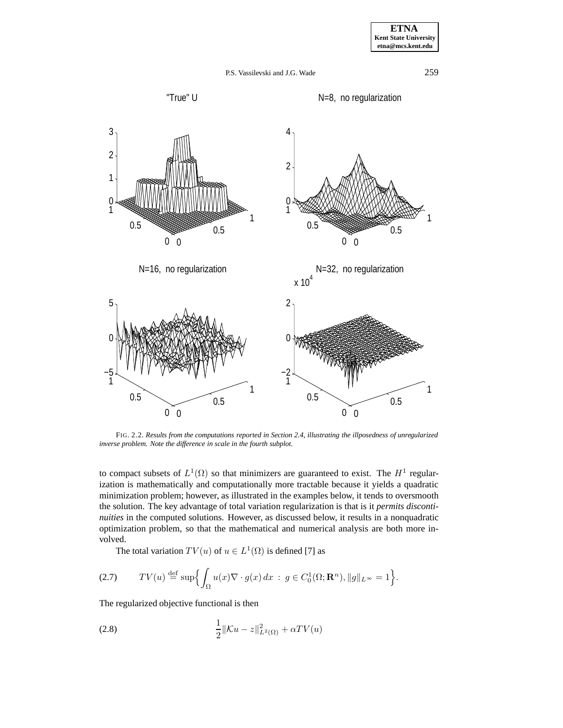FIG. 2.2. *Results from the computations reported in Section 2.4, illustrating the illposedness of unregularized inverse problem. Note the difference in scale in the fourth subplot.*

to compact subsets of $L^1(\Omega)$ so that minimizers are guaranteed to exist. The $H^1$ regularization is mathematically and computationally more tractable because it yields a quadratic minimization problem; however, as illustrated in the examples below, it tends to oversmooth the solution. The key advantage of total variation regularization is that is it *permits discontinuities* in the computed solutions. However, as discussed below, it results in a nonquadratic optimization problem, so that the mathematical and numerical analysis are both more involved.

The total variation $TV(u)$ of $u \in L^1(\Omega)$ is defined [7] as

$$TV(u) \stackrel{\text{def}}{=} \sup\Big\{ \int_\Omega u(x) \nabla \cdot g(x)\, dx \;:\; g \in C_0^1(\Omega; \mathbf{R}^n), \|g\|_{L^\infty} = 1 \Big\}. \tag{2.7}$$

The regularized objective functional is then

$$\frac{1}{2} \|\mathcal{K}u - z\|^2_{L^2(\Omega)} + \alpha TV(u) \tag{2.8}$$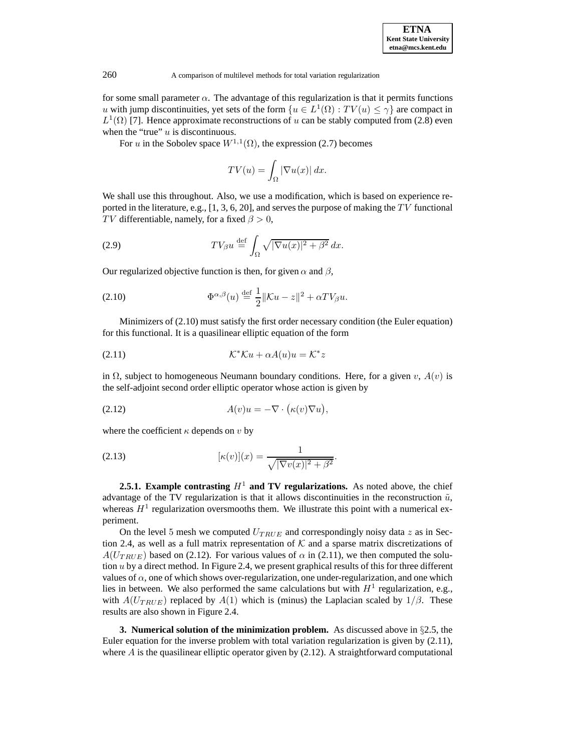for some small parameter $\alpha$. The advantage of this regularization is that it permits functions $u$ with jump discontinuities, yet sets of the form $\{u \in L^1(\Omega) : TV(u) \leq \gamma\}$ are compact in $L^1(\Omega)$ [7]. Hence approximate reconstructions of $u$ can be stably computed from (2.8) even when the "true" $u$ is discontinuous.

For $u$ in the Sobolev space $W^{1,1}(\Omega)$, the expression (2.7) becomes

$$TV(u) = \int_\Omega |\nabla u(x)| \, dx.$$

We shall use this throughout. Also, we use a modification, which is based on experience reported in the literature, e.g., [1, 3, 6, 20], and serves the purpose of making the $TV$ functional $TV$ differentiable, namely, for a fixed $\beta > 0$,

$$TV_\beta u \stackrel{\text{def}}{=} \int_\Omega \sqrt{|\nabla u(x)|^2 + \beta^2} \, dx. \tag{2.9}$$

Our regularized objective function is then, for given $\alpha$ and $\beta$,

$$\Phi^{\alpha,\beta}(u) \stackrel{\text{def}}{=} \frac{1}{2}\|\mathcal{K}u - z\|^2 + \alpha TV_\beta u. \tag{2.10}$$

Minimizers of (2.10) must satisfy the first order necessary condition (the Euler equation) for this functional. It is a quasilinear elliptic equation of the form

$$\mathcal{K}^*\mathcal{K}u + \alpha A(u)u = \mathcal{K}^*z \tag{2.11}$$

in $\Omega$, subject to homogeneous Neumann boundary conditions. Here, for a given $v$, $A(v)$ is the self-adjoint second order elliptic operator whose action is given by

$$A(v)u = -\nabla \cdot \big(\kappa(v)\nabla u\big), \tag{2.12}$$

where the coefficient $\kappa$ depends on $v$ by

$$[\kappa(v)](x) = \frac{1}{\sqrt{|\nabla v(x)|^2 + \beta^2}}. \tag{2.13}$$

**2.5.1. Example contrasting $H^1$ and TV regularizations.** As noted above, the chief advantage of the TV regularization is that it allows discontinuities in the reconstruction $\tilde{u}$, whereas $H^1$ regularization oversmooths them. We illustrate this point with a numerical experiment.

On the level 5 mesh we computed $U_{TRUE}$ and correspondingly noisy data $z$ as in Section 2.4, as well as a full matrix representation of $\mathcal{K}$ and a sparse matrix discretizations of $A(U_{TRUE})$ based on (2.12). For various values of $\alpha$ in (2.11), we then computed the solution $u$ by a direct method. In Figure 2.4, we present graphical results of this for three different values of $\alpha$, one of which shows over-regularization, one under-regularization, and one which lies in between. We also performed the same calculations but with $H^1$ regularization, e.g., with $A(U_{TRUE})$ replaced by $A(1)$ which is (minus) the Laplacian scaled by $1/\beta$. These results are also shown in Figure 2.4.

**3. Numerical solution of the minimization problem.** As discussed above in §2.5, the Euler equation for the inverse problem with total variation regularization is given by (2.11), where $A$ is the quasilinear elliptic operator given by (2.12). A straightforward computational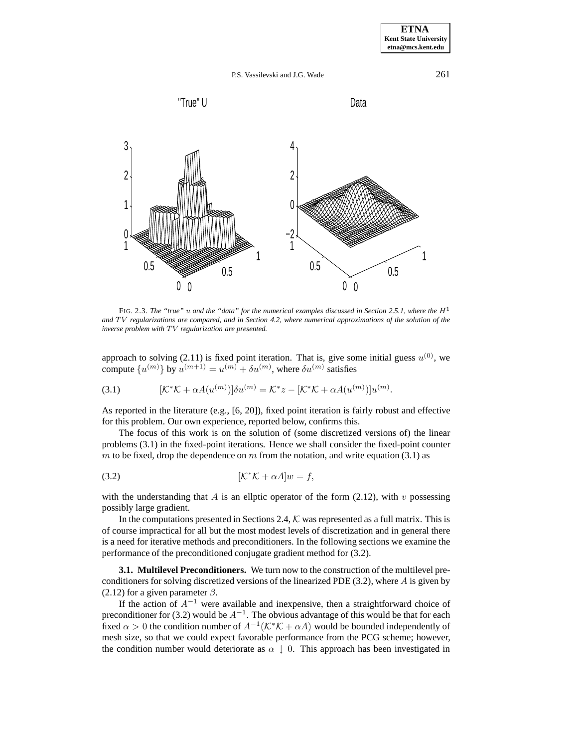FIG. 2.3. *The "true" $u$ and the "data" for the numerical examples discussed in Section 2.5.1, where the $H^1$ and $TV$ regularizations are compared, and in Section 4.2, where numerical approximations of the solution of the inverse problem with $TV$ regularization are presented.*

approach to solving (2.11) is fixed point iteration. That is, give some initial guess $u^{(0)}$, we compute $\{u^{(m)}\}$ by $u^{(m+1)} = u^{(m)} + \delta u^{(m)}$, where $\delta u^{(m)}$ satisfies

$$[\mathcal{K}^*\mathcal{K} + \alpha A(u^{(m)})]\delta u^{(m)} = \mathcal{K}^* z - [\mathcal{K}^*\mathcal{K} + \alpha A(u^{(m)})]u^{(m)}. \tag{3.1}$$

As reported in the literature (e.g., [6, 20]), fixed point iteration is fairly robust and effective for this problem. Our own experience, reported below, confirms this.

The focus of this work is on the solution of (some discretized versions of) the linear problems (3.1) in the fixed-point iterations. Hence we shall consider the fixed-point counter $m$ to be fixed, drop the dependence on $m$ from the notation, and write equation (3.1) as

$$[\mathcal{K}^*\mathcal{K} + \alpha A]w = f, \tag{3.2}$$

with the understanding that $A$ is an ellptic operator of the form (2.12), with $v$ possessing possibly large gradient.

In the computations presented in Sections 2.4, $\mathcal{K}$ was represented as a full matrix. This is of course impractical for all but the most modest levels of discretization and in general there is a need for iterative methods and preconditioners. In the following sections we examine the performance of the preconditioned conjugate gradient method for (3.2).

**3.1. Multilevel Preconditioners.** We turn now to the construction of the multilevel preconditioners for solving discretized versions of the linearized PDE (3.2), where $A$ is given by (2.12) for a given parameter $\beta$.

If the action of $A^{-1}$ were available and inexpensive, then a straightforward choice of preconditioner for (3.2) would be $A^{-1}$. The obvious advantage of this would be that for each fixed $\alpha > 0$ the condition number of $A^{-1}(\mathcal{K}^*\mathcal{K} + \alpha A)$ would be bounded independently of mesh size, so that we could expect favorable performance from the PCG scheme; however, the condition number would deteriorate as $\alpha \downarrow 0$. This approach has been investigated in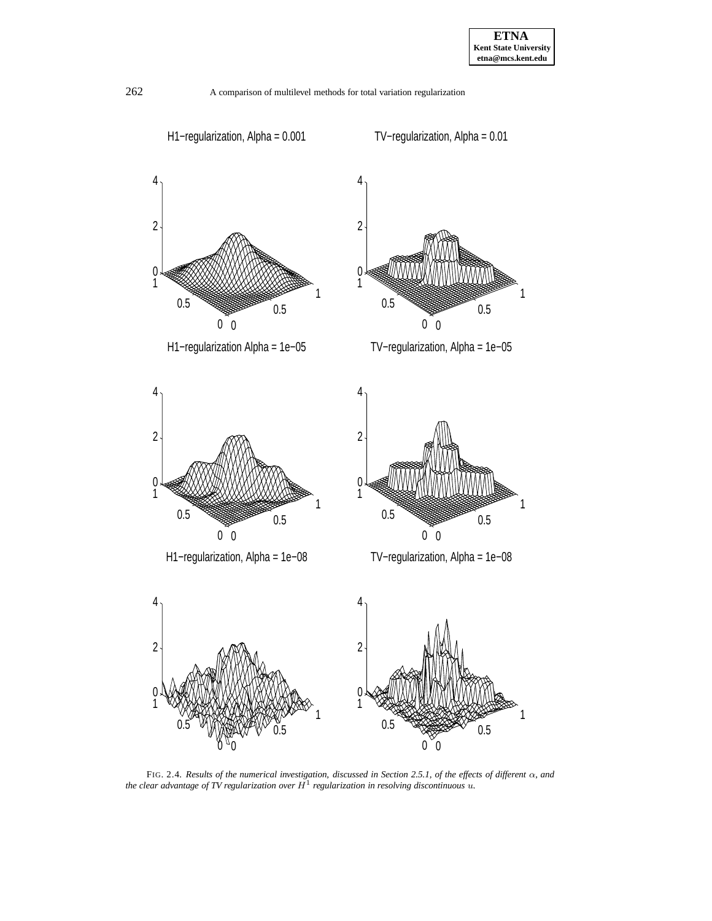FIG. 2.4. *Results of the numerical investigation, discussed in Section 2.5.1, of the effects of different $\alpha$, and the clear advantage of TV regularization over $H^1$ regularization in resolving discontinuous $u$.*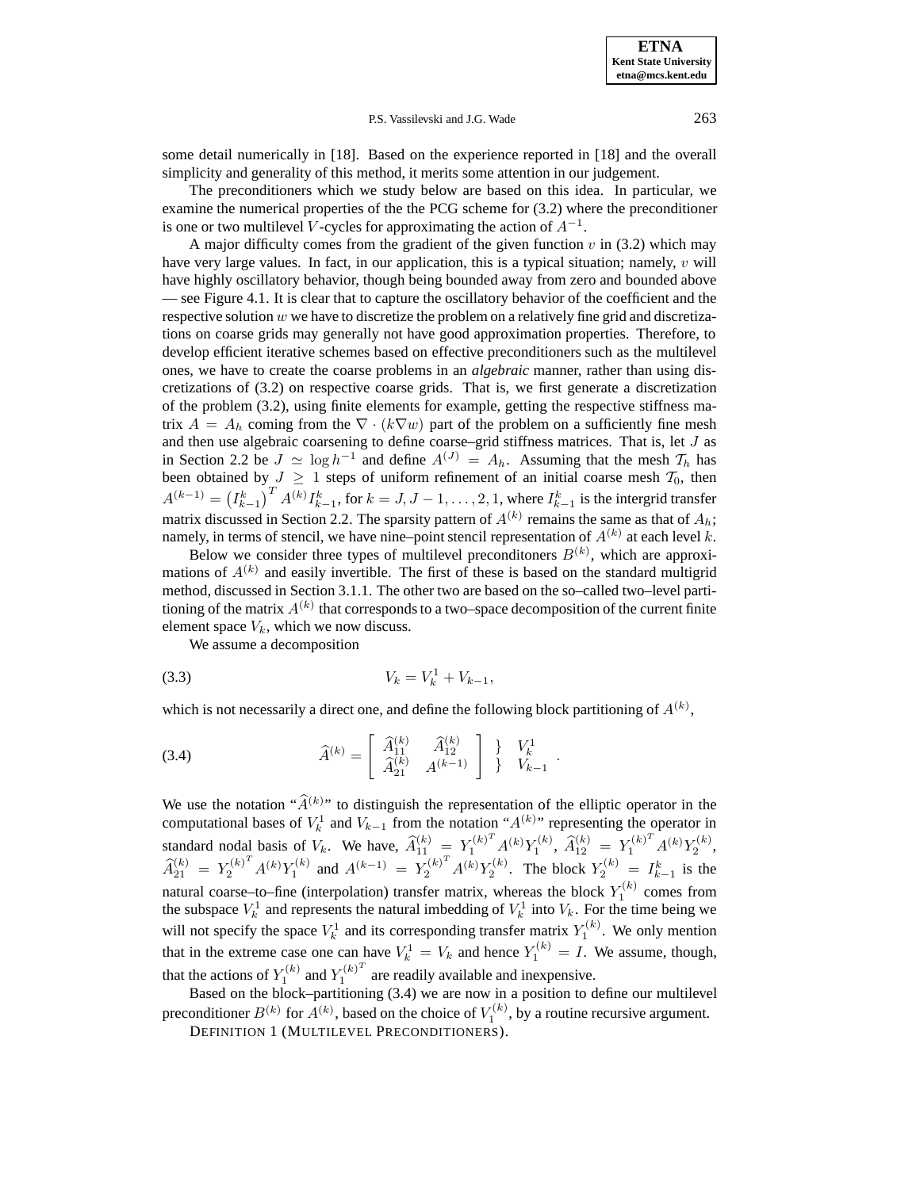some detail numerically in [18]. Based on the experience reported in [18] and the overall simplicity and generality of this method, it merits some attention in our judgement.

The preconditioners which we study below are based on this idea. In particular, we examine the numerical properties of the the PCG scheme for (3.2) where the preconditioner is one or two multilevel $V$-cycles for approximating the action of $A^{-1}$.

A major difficulty comes from the gradient of the given function $v$ in (3.2) which may have very large values. In fact, in our application, this is a typical situation; namely, $v$ will have highly oscillatory behavior, though being bounded away from zero and bounded above — see Figure 4.1. It is clear that to capture the oscillatory behavior of the coefficient and the respective solution $w$ we have to discretize the problem on a relatively fine grid and discretizations on coarse grids may generally not have good approximation properties. Therefore, to develop efficient iterative schemes based on effective preconditioners such as the multilevel ones, we have to create the coarse problems in an ***algebraic*** manner, rather than using discretizations of (3.2) on respective coarse grids. That is, we first generate a discretization of the problem (3.2), using finite elements for example, getting the respective stiffness matrix $A = A_h$ coming from the $\nabla \cdot (k\nabla w)$ part of the problem on a sufficiently fine mesh and then use algebraic coarsening to define coarse–grid stiffness matrices. That is, let $J$ as in Section 2.2 be $J \simeq \log h^{-1}$ and define $A^{(J)} = A_h$. Assuming that the mesh $\mathcal{T}_h$ has been obtained by $J \geq 1$ steps of uniform refinement of an initial coarse mesh $\mathcal{T}_0$, then $A^{(k-1)} = \left(I^k_{k-1}\right)^T A^{(k)} I^k_{k-1}$, for $k = J, J-1, \ldots, 2, 1$, where $I^k_{k-1}$ is the intergrid transfer matrix discussed in Section 2.2. The sparsity pattern of $A^{(k)}$ remains the same as that of $A_h$; namely, in terms of stencil, we have nine–point stencil representation of $A^{(k)}$ at each level $k$.

Below we consider three types of multilevel preconditoners $B^{(k)}$, which are approximations of $A^{(k)}$ and easily invertible. The first of these is based on the standard multigrid method, discussed in Section 3.1.1. The other two are based on the so–called two–level partitioning of the matrix $A^{(k)}$ that corresponds to a two–space decomposition of the current finite element space $V_k$, which we now discuss.

We assume a decomposition

$$V_k = V^1_k + V_{k-1}, \tag{3.3}$$

which is not necessarily a direct one, and define the following block partitioning of $A^{(k)}$,

$$\widehat{A}^{(k)} = \begin{bmatrix} \widehat{A}^{(k)}_{11} & \widehat{A}^{(k)}_{12} \\ \widehat{A}^{(k)}_{21} & A^{(k-1)} \end{bmatrix} \begin{matrix} \} & V^1_k \\ \} & V_{k-1} \end{matrix} . \tag{3.4}$$

We use the notation "$\widehat{A}^{(k)}$" to distinguish the representation of the elliptic operator in the computational bases of $V^1_k$ and $V_{k-1}$ from the notation "$A^{(k)}$" representing the operator in standard nodal basis of $V_k$. We have, $\widehat{A}^{(k)}_{11} = {Y^{(k)}_1}^T A^{(k)} Y^{(k)}_1$, $\widehat{A}^{(k)}_{12} = {Y^{(k)}_1}^T A^{(k)} Y^{(k)}_2$, $\widehat{A}^{(k)}_{21} = {Y^{(k)}_2}^T A^{(k)} Y^{(k)}_1$ and $A^{(k-1)} = {Y^{(k)}_2}^T A^{(k)} Y^{(k)}_2$. The block $Y^{(k)}_2 = I^k_{k-1}$ is the natural coarse–to–fine (interpolation) transfer matrix, whereas the block $Y^{(k)}_1$ comes from the subspace $V^1_k$ and represents the natural imbedding of $V^1_k$ into $V_k$. For the time being we will not specify the space $V^1_k$ and its corresponding transfer matrix $Y^{(k)}_1$. We only mention that in the extreme case one can have $V^1_k = V_k$ and hence $Y^{(k)}_1 = I$. We assume, though, that the actions of $Y^{(k)}_1$ and ${Y^{(k)}_1}^T$ are readily available and inexpensive.

Based on the block–partitioning (3.4) we are now in a position to define our multilevel preconditioner $B^{(k)}$ for $A^{(k)}$, based on the choice of $V^{(k)}_1$, by a routine recursive argument.

DEFINITION 1 (MULTILEVEL PRECONDITIONERS).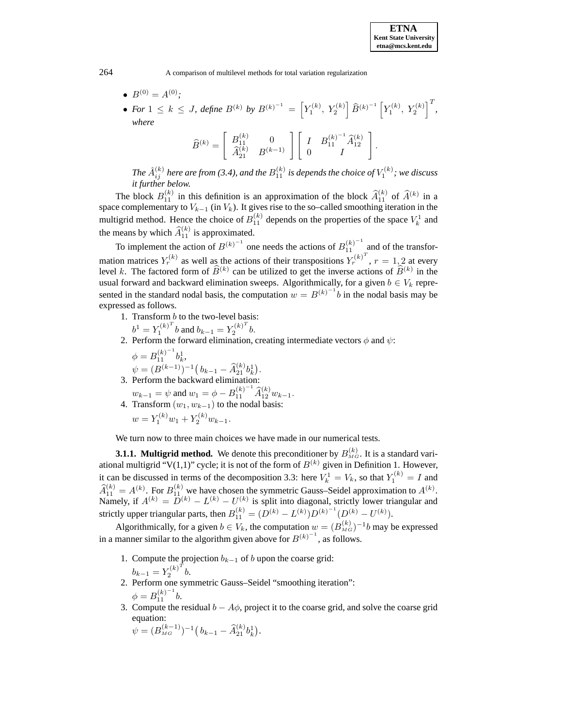- $B^{(0)} = A^{(0)}$;
- *For* $1 \leq k \leq J$, *define* $B^{(k)}$ *by* $B^{(k)^{-1}} = \left[Y_1^{(k)},\ Y_2^{(k)}\right] \widehat{B}^{(k)^{-1}} \left[Y_1^{(k)},\ Y_2^{(k)}\right]^T$, *where*

$$\widehat{B}^{(k)} = \begin{bmatrix} B_{11}^{(k)} & 0 \\ \widehat{A}_{21}^{(k)} & B^{(k-1)} \end{bmatrix} \begin{bmatrix} I & B_{11}^{(k)^{-1}} \widehat{A}_{12}^{(k)} \\ 0 & I \end{bmatrix}.$$

*The* $\hat{A}_{ij}^{(k)}$ *here are from (3.4), and the* $B_{11}^{(k)}$ *is depends the choice of* $V_1^{(k)}$*; we discuss it further below.*

The block $B_{11}^{(k)}$ in this definition is an approximation of the block $\widehat{A}_{11}^{(k)}$ of $\widehat{A}^{(k)}$ in a space complementary to $V_{k-1}$ (in $V_k$). It gives rise to the so–called smoothing iteration in the multigrid method. Hence the choice of $B_{11}^{(k)}$ depends on the properties of the space $V_k^1$ and the means by which $\widehat{A}_{11}^{(k)}$ is approximated.

To implement the action of $B^{(k)^{-1}}$ one needs the actions of $B_{11}^{(k)^{-1}}$ and of the transformation matrices $Y_r^{(k)}$ as well as the actions of their transpositions $Y_r^{(k)^T}$, $r = 1, 2$ at every level $k$. The factored form of $\widehat{B}^{(k)}$ can be utilized to get the inverse actions of $\widehat{B}^{(k)}$ in the usual forward and backward elimination sweeps. Algorithmically, for a given $b \in V_k$ represented in the standard nodal basis, the computation $w = B^{(k)^{-1}} b$ in the nodal basis may be expressed as follows.

1. Transform $b$ to the two-level basis:
   $b^1 = Y_1^{(k)^T} b$ and $b_{k-1} = Y_2^{(k)^T} b$.
2. Perform the forward elimination, creating intermediate vectors $\phi$ and $\psi$:
   $\phi = B_{11}^{(k)^{-1}} b_k^1$,
   $\psi = (B^{(k-1)})^{-1}\big(b_{k-1} - \widehat{A}_{21}^{(k)} b_k^1\big)$.
3. Perform the backward elimination:
   $w_{k-1} = \psi$ and $w_1 = \phi - B_{11}^{(k)^{-1}} \widehat{A}_{12}^{(k)} w_{k-1}$.
4. Transform $(w_1, w_{k-1})$ to the nodal basis:
   $w = Y_1^{(k)} w_1 + Y_2^{(k)} w_{k-1}$.

We turn now to three main choices we have made in our numerical tests.

**3.1.1. Multigrid method.** We denote this preconditioner by $B_{MG}^{(k)}$. It is a standard variational multigrid "V(1,1)" cycle; it is not of the form of $B^{(k)}$ given in Definition 1. However, it can be discussed in terms of the decomposition 3.3: here $V_k^1 = V_k$, so that $Y_1^{(k)} = I$ and $\widehat{A}_{11}^{(k)} = A^{(k)}$. For $B_{11}^{(k)}$ we have chosen the symmetric Gauss–Seidel approximation to $A^{(k)}$. Namely, if $A^{(k)} = D^{(k)} - L^{(k)} - U^{(k)}$ is split into diagonal, strictly lower triangular and strictly upper triangular parts, then $B_{11}^{(k)} = (D^{(k)} - L^{(k)}) D^{(k)^{-1}} (D^{(k)} - U^{(k)})$.

Algorithmically, for a given $b \in V_k$, the computation $w = (B_{MG}^{(k)})^{-1} b$ may be expressed in a manner similar to the algorithm given above for $B^{(k)^{-1}}$, as follows.

1. Compute the projection $b_{k-1}$ of $b$ upon the coarse grid:
   $b_{k-1} = Y_2^{(k)^T} b$.
2. Perform one symmetric Gauss–Seidel "smoothing iteration":
   $\phi = B_{11}^{(k)^{-1}} b$.
3. Compute the residual $b - A\phi$, project it to the coarse grid, and solve the coarse grid equation:
   $\psi = (B_{MG}^{(k-1)})^{-1}\big(b_{k-1} - \widehat{A}_{21}^{(k)} b_k^1\big)$.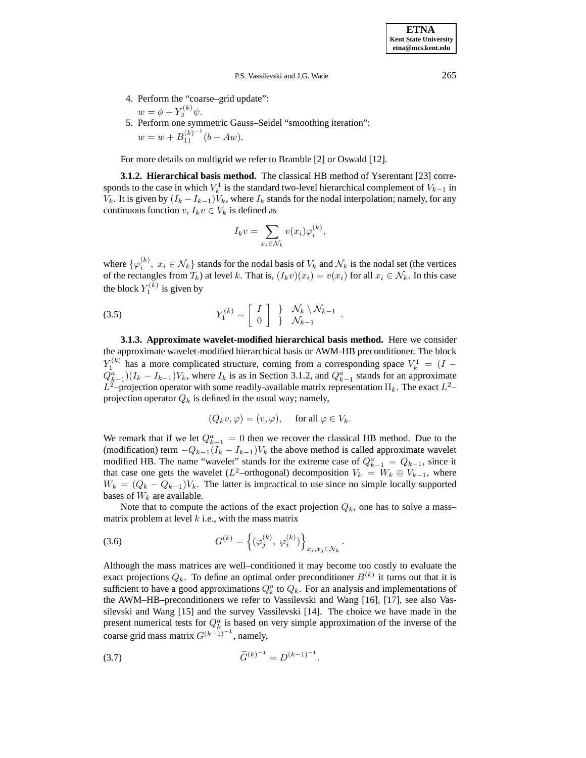4. Perform the "coarse–grid update":
   $w = \phi + Y_2^{(k)}\psi$.
5. Perform one symmetric Gauss–Seidel "smoothing iteration":
   $w = w + B_{11}^{(k)^{-1}}(b - Aw)$.

For more details on multigrid we refer to Bramble [2] or Oswald [12].

**3.1.2. Hierarchical basis method.** The classical HB method of Yserentant [23] corresponds to the case in which $V_k^1$ is the standard two-level hierarchical complement of $V_{k-1}$ in $V_k$. It is given by $(I_k - I_{k-1})V_k$, where $I_k$ stands for the nodal interpolation; namely, for any continuous function $v$, $I_k v \in V_k$ is defined as

$$I_k v = \sum_{x_i \in \mathcal{N}_k} v(x_i)\varphi_i^{(k)},$$

where $\{\varphi_i^{(k)},\ x_i \in \mathcal{N}_k\}$ stands for the nodal basis of $V_k$ and $\mathcal{N}_k$ is the nodal set (the vertices of the rectangles from $\mathcal{T}_k$) at level $k$. That is, $(I_k v)(x_i) = v(x_i)$ for all $x_i \in \mathcal{N}_k$. In this case the block $Y_1^{(k)}$ is given by

$$Y_1^{(k)} = \begin{bmatrix} I \\ 0 \end{bmatrix} \begin{array}{l} \} \quad \mathcal{N}_k \setminus \mathcal{N}_{k-1} \\ \} \quad \mathcal{N}_{k-1} \end{array}. \tag{3.5}$$

**3.1.3. Approximate wavelet-modified hierarchical basis method.** Here we consider the approximate wavelet-modified hierarchical basis or AWM-HB preconditioner. The block $Y_1^{(k)}$ has a more complicated structure, coming from a corresponding space $V_k^1 = (I - Q_{k-1}^a)(I_k - I_{k-1})V_k$, where $I_k$ is as in Section 3.1.2, and $Q_{k-1}^a$ stands for an approximate $L^2$–projection operator with some readily-available matrix representation $\Pi_k$. The exact $L^2$–projection operator $Q_k$ is defined in the usual way; namely,

$$(Q_k v, \varphi) = (v, \varphi), \quad \text{for all } \varphi \in V_k.$$

We remark that if we let $Q_{k-1}^a = 0$ then we recover the classical HB method. Due to the (modification) term $-Q_{k-1}(I_k - I_{k-1})V_k$ the above method is called approximate wavelet modified HB. The name "wavelet" stands for the extreme case of $Q_{k-1}^a = Q_{k-1}$, since it that case one gets the wavelet ($L^2$–orthogonal) decomposition $V_k = W_k \oplus V_{k-1}$, where $W_k = (Q_k - Q_{k-1})V_k$. The latter is impractical to use since no simple locally supported bases of $W_k$ are available.

Note that to compute the actions of the exact projection $Q_k$, one has to solve a mass–matrix problem at level $k$ i.e., with the mass matrix

$$G^{(k)} = \left\{(\varphi_j^{(k)},\ \varphi_i^{(k)})\right\}_{x_i, x_j \in \mathcal{N}_k}. \tag{3.6}$$

Although the mass matrices are well–conditioned it may become too costly to evaluate the exact projections $Q_k$. To define an optimal order preconditioner $B^{(k)}$ it turns out that it is sufficient to have a good approximations $Q_k^a$ to $Q_k$. For an analysis and implementations of the AWM–HB–preconditioners we refer to Vassilevski and Wang [16], [17], see also Vassilevski and Wang [15] and the survey Vassilevski [14]. The choice we have made in the present numerical tests for $Q_k^a$ is based on very simple approximation of the inverse of the coarse grid mass matrix $G^{(k-1)^{-1}}$, namely,

$$\widetilde{G}^{(k)^{-1}} = D^{(k-1)^{-1}}. \tag{3.7}$$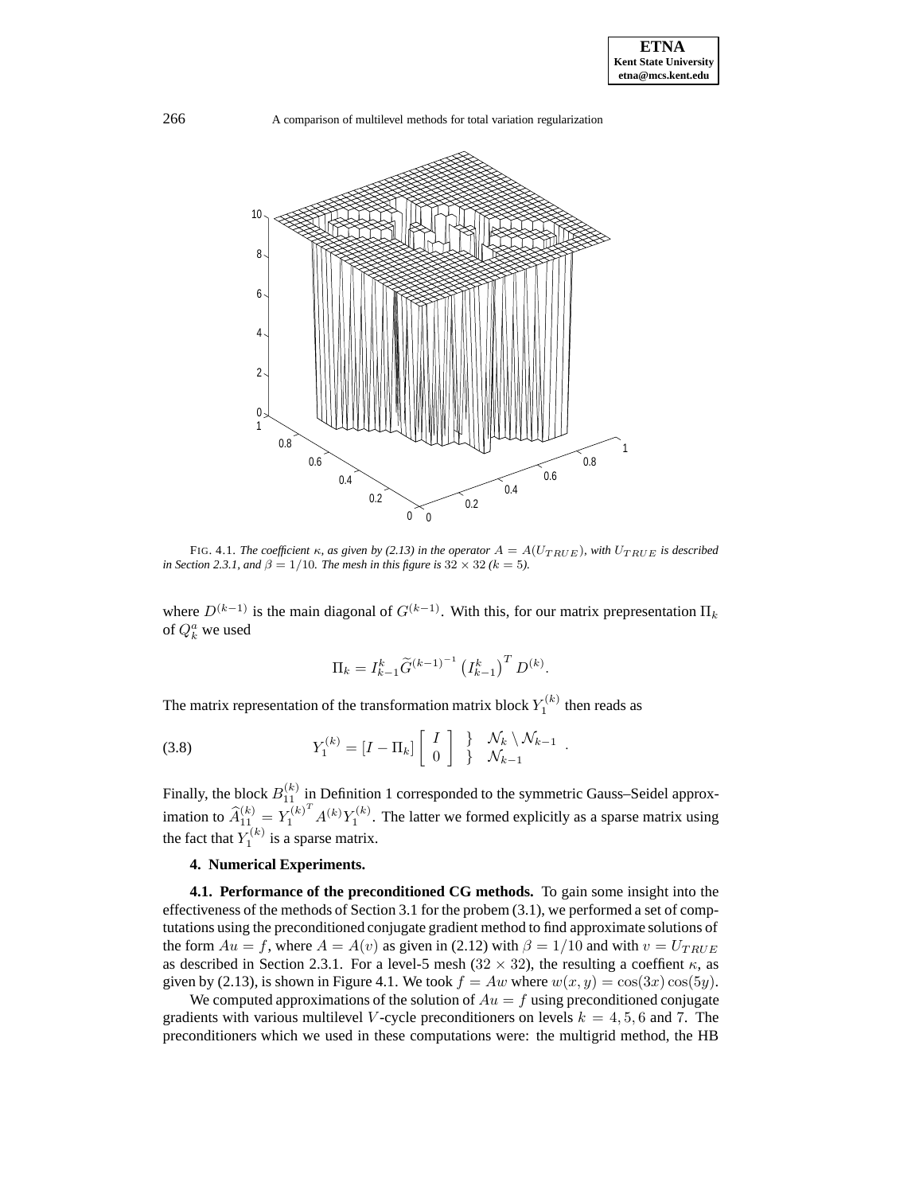FIG. 4.1. *The coefficient $\kappa$, as given by (2.13) in the operator $A = A(U_{TRUE})$, with $U_{TRUE}$ is described in Section 2.3.1, and $\beta = 1/10$. The mesh in this figure is $32 \times 32$ ($k = 5$).*

where $D^{(k-1)}$ is the main diagonal of $G^{(k-1)}$. With this, for our matrix prepresentation $\Pi_k$ of $Q_k^a$ we used

$$\Pi_k = I_{k-1}^k \widetilde{G}^{(k-1)^{-1}} \left(I_{k-1}^k\right)^T D^{(k)}.$$

The matrix representation of the transformation matrix block $Y_1^{(k)}$ then reads as

$$Y_1^{(k)} = [I - \Pi_k] \begin{bmatrix} I \\ 0 \end{bmatrix} \begin{matrix} \} & \mathcal{N}_k \setminus \mathcal{N}_{k-1} \\ \} & \mathcal{N}_{k-1} \end{matrix} . \tag{3.8}$$

Finally, the block $B_{11}^{(k)}$ in Definition 1 corresponded to the symmetric Gauss–Seidel approximation to $\widehat{A}_{11}^{(k)} = Y_1^{(k)^T} A^{(k)} Y_1^{(k)}$. The latter we formed explicitly as a sparse matrix using the fact that $Y_1^{(k)}$ is a sparse matrix.

## 4. Numerical Experiments.

**4.1. Performance of the preconditioned CG methods.** To gain some insight into the effectiveness of the methods of Section 3.1 for the probem (3.1), we performed a set of comptutations using the preconditioned conjugate gradient method to find approximate solutions of the form $Au = f$, where $A = A(v)$ as given in (2.12) with $\beta = 1/10$ and with $v = U_{TRUE}$ as described in Section 2.3.1. For a level-5 mesh ($32 \times 32$), the resulting a coeffient $\kappa$, as given by (2.13), is shown in Figure 4.1. We took $f = Aw$ where $w(x, y) = \cos(3x)\cos(5y)$.

We computed approximations of the solution of $Au = f$ using preconditioned conjugate gradients with various multilevel $V$-cycle preconditioners on levels $k = 4, 5, 6$ and 7. The preconditioners which we used in these computations were: the multigrid method, the HB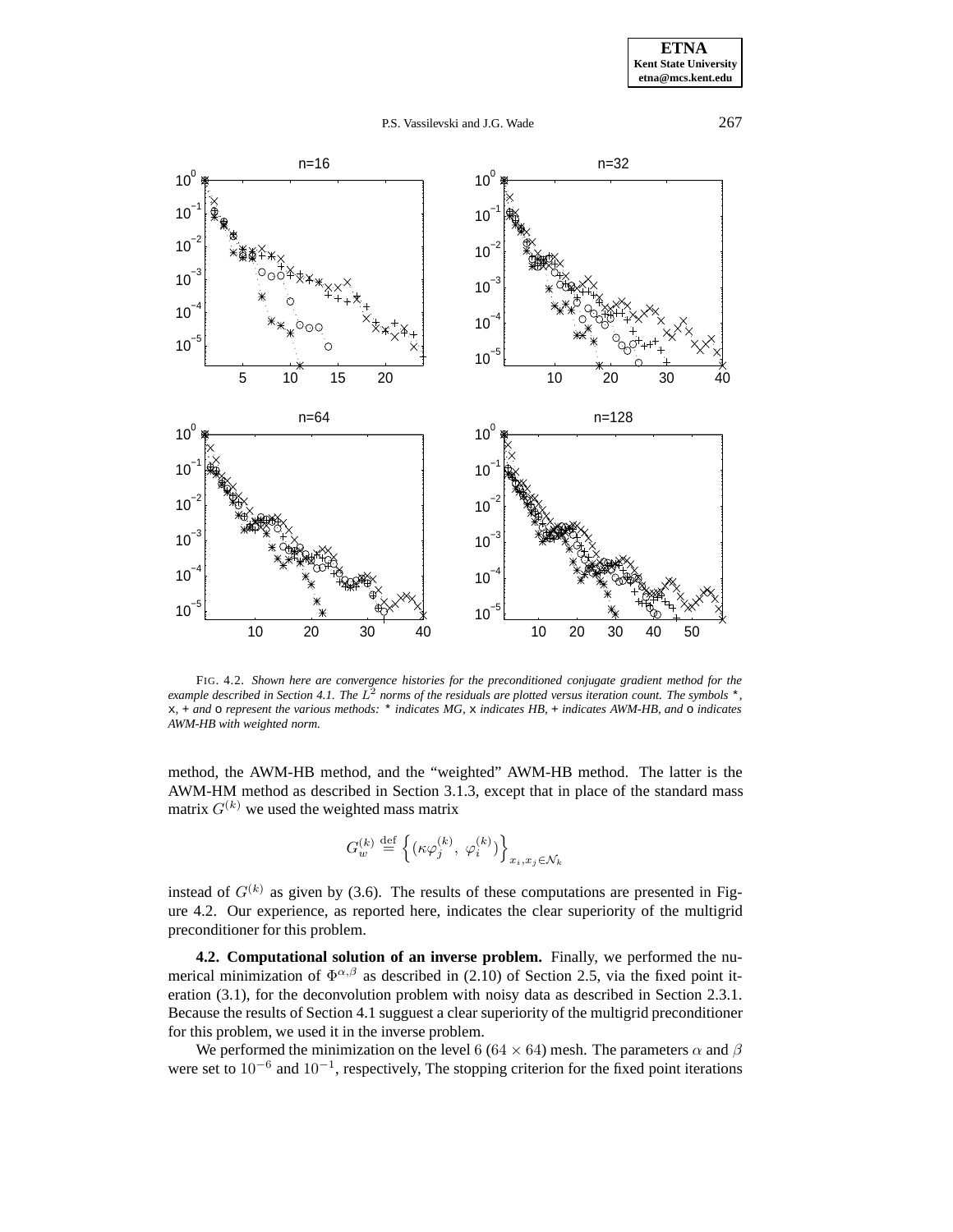FIG. 4.2. *Shown here are convergence histories for the preconditioned conjugate gradient method for the example described in Section 4.1. The $L^2$ norms of the residuals are plotted versus iteration count. The symbols* $\star$, x, + *and* o *represent the various methods:* $\star$ *indicates MG,* x *indicates HB,* + *indicates AWM-HB, and* o *indicates AWM-HB with weighted norm.*

method, the AWM-HB method, and the "weighted" AWM-HB method. The latter is the AWM-HM method as described in Section 3.1.3, except that in place of the standard mass matrix $G^{(k)}$ we used the weighted mass matrix

$$G_w^{(k)} \stackrel{\text{def}}{=} \left\{ \left(\kappa \varphi_j^{(k)},\ \varphi_i^{(k)}\right) \right\}_{x_i, x_j \in \mathcal{N}_k}$$

instead of $G^{(k)}$ as given by (3.6). The results of these computations are presented in Figure 4.2. Our experience, as reported here, indicates the clear superiority of the multigrid preconditioner for this problem.

**4.2. Computational solution of an inverse problem.** Finally, we performed the numerical minimization of $\Phi^{\alpha,\beta}$ as described in (2.10) of Section 2.5, via the fixed point iteration (3.1), for the deconvolution problem with noisy data as described in Section 2.3.1. Because the results of Section 4.1 sugguest a clear superiority of the multigrid preconditioner for this problem, we used it in the inverse problem.

We performed the minimization on the level 6 ($64 \times 64$) mesh. The parameters $\alpha$ and $\beta$ were set to $10^{-6}$ and $10^{-1}$, respectively, The stopping criterion for the fixed point iterations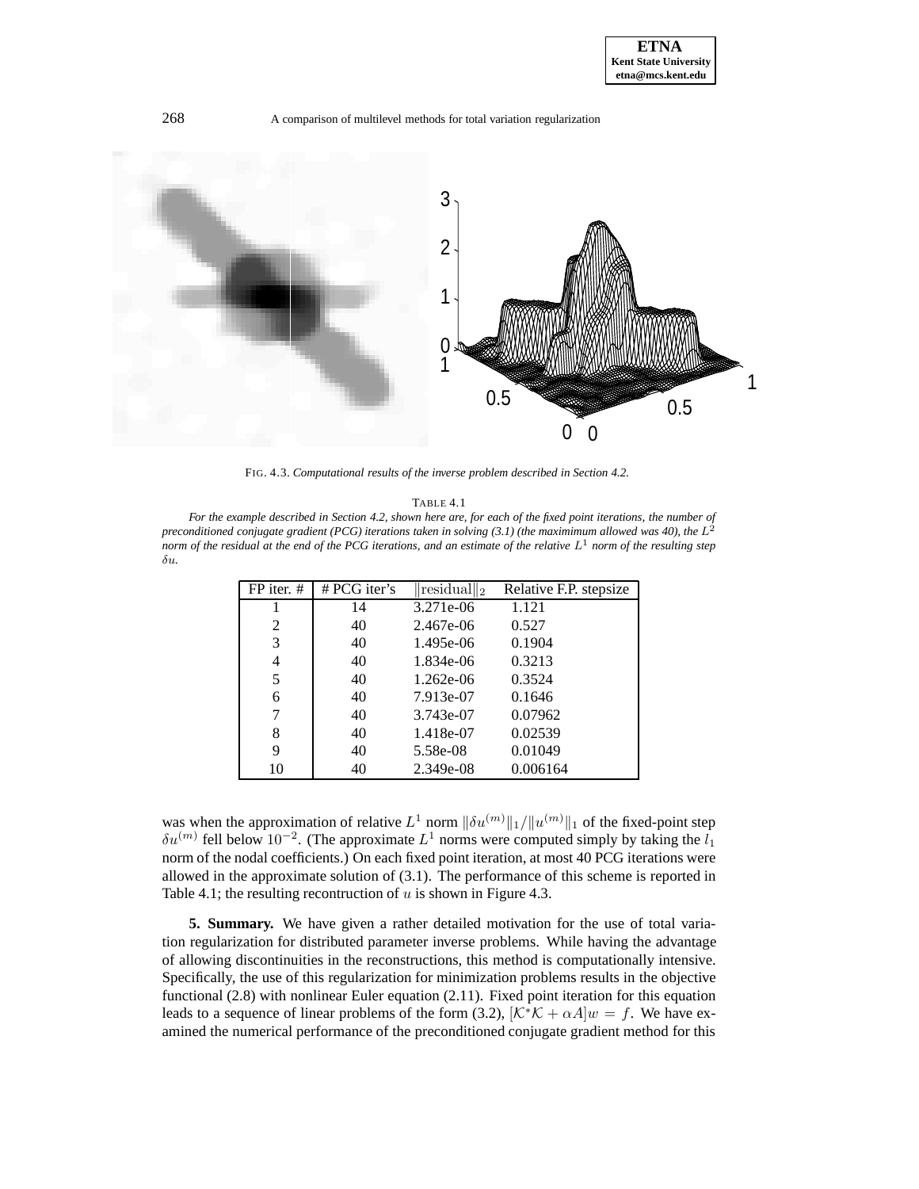FIG. 4.3. *Computational results of the inverse problem described in Section 4.2.*

TABLE 4.1

*For the example described in Section 4.2, shown here are, for each of the fixed point iterations, the number of preconditioned conjugate gradient (PCG) iterations taken in solving (3.1) (the maximimum allowed was 40), the $L^2$ norm of the residual at the end of the PCG iterations, and an estimate of the relative $L^1$ norm of the resulting step $\delta u$.*

| FP iter. # | # PCG iter's | $\|\text{residual}\|_2$ | Relative F.P. stepsize |
|---|---|---|---|
| 1 | 14 | 3.271e-06 | 1.121 |
| 2 | 40 | 2.467e-06 | 0.527 |
| 3 | 40 | 1.495e-06 | 0.1904 |
| 4 | 40 | 1.834e-06 | 0.3213 |
| 5 | 40 | 1.262e-06 | 0.3524 |
| 6 | 40 | 7.913e-07 | 0.1646 |
| 7 | 40 | 3.743e-07 | 0.07962 |
| 8 | 40 | 1.418e-07 | 0.02539 |
| 9 | 40 | 5.58e-08 | 0.01049 |
| 10 | 40 | 2.349e-08 | 0.006164 |

was when the approximation of relative $L^1$ norm $\|\delta u^{(m)}\|_1/\|u^{(m)}\|_1$ of the fixed-point step $\delta u^{(m)}$ fell below $10^{-2}$. (The approximate $L^1$ norms were computed simply by taking the $l_1$ norm of the nodal coefficients.) On each fixed point iteration, at most 40 PCG iterations were allowed in the approximate solution of (3.1). The performance of this scheme is reported in Table 4.1; the resulting recontruction of $u$ is shown in Figure 4.3.

**5. Summary.** We have given a rather detailed motivation for the use of total variation regularization for distributed parameter inverse problems. While having the advantage of allowing discontinuities in the reconstructions, this method is computationally intensive. Specifically, the use of this regularization for minimization problems results in the objective functional (2.8) with nonlinear Euler equation (2.11). Fixed point iteration for this equation leads to a sequence of linear problems of the form (3.2), $[\mathcal{K}^*\mathcal{K} + \alpha A]w = f$. We have examined the numerical performance of the preconditioned conjugate gradient method for this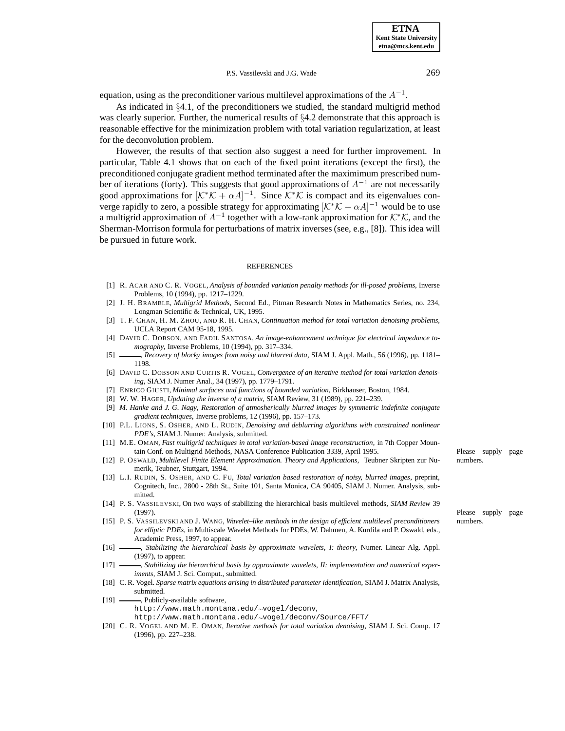equation, using as the preconditioner various multilevel approximations of the $A^{-1}$.

As indicated in §4.1, of the preconditioners we studied, the standard multigrid method was clearly superior. Further, the numerical results of §4.2 demonstrate that this approach is reasonable effective for the minimization problem with total variation regularization, at least for the deconvolution problem.

However, the results of that section also suggest a need for further improvement. In particular, Table 4.1 shows that on each of the fixed point iterations (except the first), the preconditioned conjugate gradient method terminated after the maximimum prescribed number of iterations (forty). This suggests that good approximations of $A^{-1}$ are not necessarily good approximations for $[\mathcal{K}^*\mathcal{K} + \alpha A]^{-1}$. Since $\mathcal{K}^*\mathcal{K}$ is compact and its eigenvalues converge rapidly to zero, a possible strategy for approximating $[\mathcal{K}^*\mathcal{K} + \alpha A]^{-1}$ would be to use a multigrid approximation of $A^{-1}$ together with a low-rank approximation for $\mathcal{K}^*\mathcal{K}$, and the Sherman-Morrison formula for perturbations of matrix inverses (see, e.g., [8]). This idea will be pursued in future work.

## REFERENCES

[1] R. Acar and C. R. Vogel, *Analysis of bounded variation penalty methods for ill-posed problems*, Inverse Problems, 10 (1994), pp. 1217–1229.

[2] J. H. Bramble, *Multigrid Methods*, Second Ed., Pitman Research Notes in Mathematics Series, no. 234, Longman Scientific & Technical, UK, 1995.

[3] T. F. Chan, H. M. Zhou, and R. H. Chan, *Continuation method for total variation denoising problems*, UCLA Report CAM 95-18, 1995.

[4] David C. Dobson, and Fadil Santosa, *An image-enhancement technique for electrical impedance tomography*, Inverse Problems, 10 (1994), pp. 317–334.

[5] ———, *Recovery of blocky images from noisy and blurred data*, SIAM J. Appl. Math., 56 (1996), pp. 1181–1198.

[6] David C. Dobson and Curtis R. Vogel, *Convergence of an iterative method for total variation denoising*, SIAM J. Numer Anal., 34 (1997), pp. 1779–1791.

[7] Enrico Giusti, *Minimal surfaces and functions of bounded variation*, Birkhauser, Boston, 1984.

[8] W. W. Hager, *Updating the inverse of a matrix*, SIAM Review, 31 (1989), pp. 221–239.

[9] *M. Hanke and J. G. Nagy*, *Restoration of atmosherically blurred images by symmetric indefinite conjugate gradient techniques*, Inverse problems, 12 (1996), pp. 157–173.

[10] P.L. Lions, S. Osher, and L. Rudin, *Denoising and deblurring algorithms with constrained nonlinear PDE's*, SIAM J. Numer. Analysis, submitted.

[11] M.E. Oman, *Fast multigrid techniques in total variation-based image reconstruction*, in 7th Copper Mountain Conf. on Multigrid Methods, NASA Conference Publication 3339, April 1995. Please supply page numbers.

[12] P. Oswald, *Multilevel Finite Element Approximation. Theory and Applications*, Teubner Skripten zur Numerik, Teubner, Stuttgart, 1994.

[13] L.I. Rudin, S. Osher, and C. Fu, *Total variation based restoration of noisy, blurred images*, preprint, Cognitech, Inc., 2800 - 28th St., Suite 101, Santa Monica, CA 90405, SIAM J. Numer. Analysis, submitted.

[14] P. S. Vassilevski, On two ways of stabilizing the hierarchical basis multilevel methods, *SIAM Review* 39 (1997). Please supply page numbers.

[15] P. S. Vassilevski and J. Wang, *Wavelet–like methods in the design of efficient multilevel preconditioners for elliptic PDEs*, in Multiscale Wavelet Methods for PDEs, W. Dahmen, A. Kurdila and P. Oswald, eds., Academic Press, 1997, to appear.

[16] ———, *Stabilizing the hierarchical basis by approximate wavelets, I: theory*, Numer. Linear Alg. Appl. (1997), to appear.

[17] ———, *Stabilizing the hierarchical basis by approximate wavelets, II: implementation and numerical experiments*, SIAM J. Sci. Comput., submitted.

[18] C. R. Vogel. *Sparse matrix equations arising in distributed parameter identification*, SIAM J. Matrix Analysis, submitted.

[19] ———, Publicly-available software,
`http://www.math.montana.edu/~vogel/deconv`,
`http://www.math.montana.edu/~vogel/deconv/Source/FFT/`

[20] C. R. Vogel and M. E. Oman, *Iterative methods for total variation denoising*, SIAM J. Sci. Comp. 17 (1996), pp. 227–238.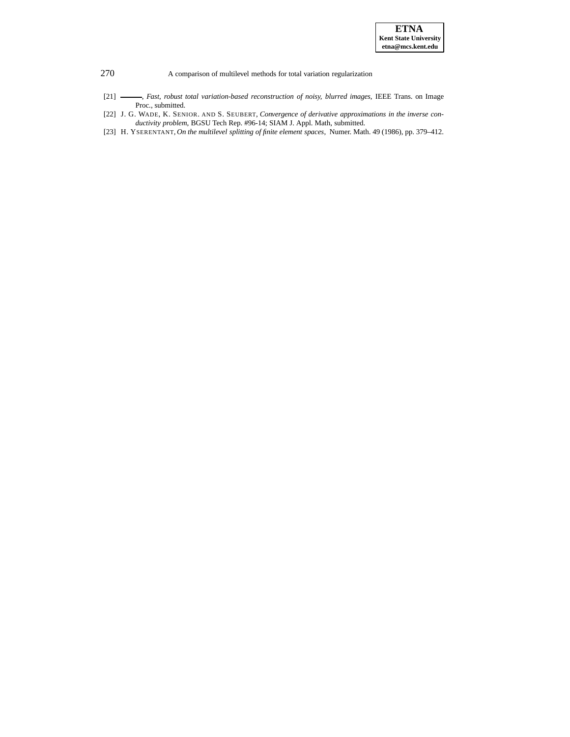[21] ———, *Fast, robust total variation-based reconstruction of noisy, blurred images*, IEEE Trans. on Image Proc., submitted.

[22] J. G. WADE, K. SENIOR. AND S. SEUBERT, *Convergence of derivative approximations in the inverse conductivity problem*, BGSU Tech Rep. #96-14; SIAM J. Appl. Math, submitted.

[23] H. YSERENTANT, *On the multilevel splitting of finite element spaces*, Numer. Math. 49 (1986), pp. 379–412.